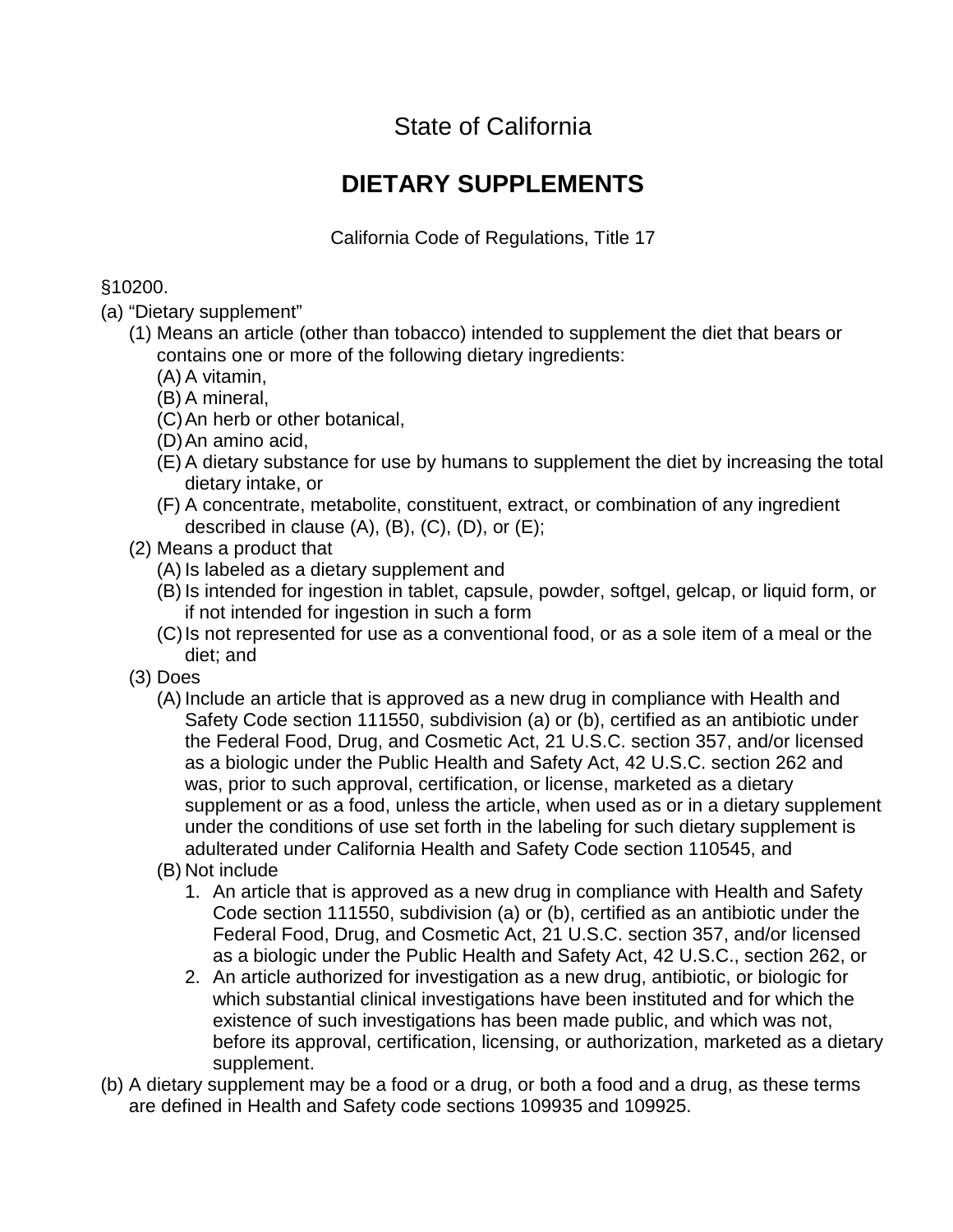# State of California

## DIETARY SUPPLEMENTS

California Code of Regulations, Title 17

§10200.

(a) "Dietary supplement"

  (1) Means an article (other than tobacco) intended to supplement the diet that bears or contains one or more of the following dietary ingredients:

    (A) A vitamin,

    (B) A mineral,

    (C) An herb or other botanical,

    (D) An amino acid,

    (E) A dietary substance for use by humans to supplement the diet by increasing the total dietary intake, or

    (F) A concentrate, metabolite, constituent, extract, or combination of any ingredient described in clause (A), (B), (C), (D), or (E);

  (2) Means a product that

    (A) Is labeled as a dietary supplement and

    (B) Is intended for ingestion in tablet, capsule, powder, softgel, gelcap, or liquid form, or if not intended for ingestion in such a form

    (C) Is not represented for use as a conventional food, or as a sole item of a meal or the diet; and

  (3) Does

    (A) Include an article that is approved as a new drug in compliance with Health and Safety Code section 111550, subdivision (a) or (b), certified as an antibiotic under the Federal Food, Drug, and Cosmetic Act, 21 U.S.C. section 357, and/or licensed as a biologic under the Public Health and Safety Act, 42 U.S.C. section 262 and was, prior to such approval, certification, or license, marketed as a dietary supplement or as a food, unless the article, when used as or in a dietary supplement under the conditions of use set forth in the labeling for such dietary supplement is adulterated under California Health and Safety Code section 110545, and

    (B) Not include

      1. An article that is approved as a new drug in compliance with Health and Safety Code section 111550, subdivision (a) or (b), certified as an antibiotic under the Federal Food, Drug, and Cosmetic Act, 21 U.S.C. section 357, and/or licensed as a biologic under the Public Health and Safety Act, 42 U.S.C., section 262, or

      2. An article authorized for investigation as a new drug, antibiotic, or biologic for which substantial clinical investigations have been instituted and for which the existence of such investigations has been made public, and which was not, before its approval, certification, licensing, or authorization, marketed as a dietary supplement.

(b) A dietary supplement may be a food or a drug, or both a food and a drug, as these terms are defined in Health and Safety code sections 109935 and 109925.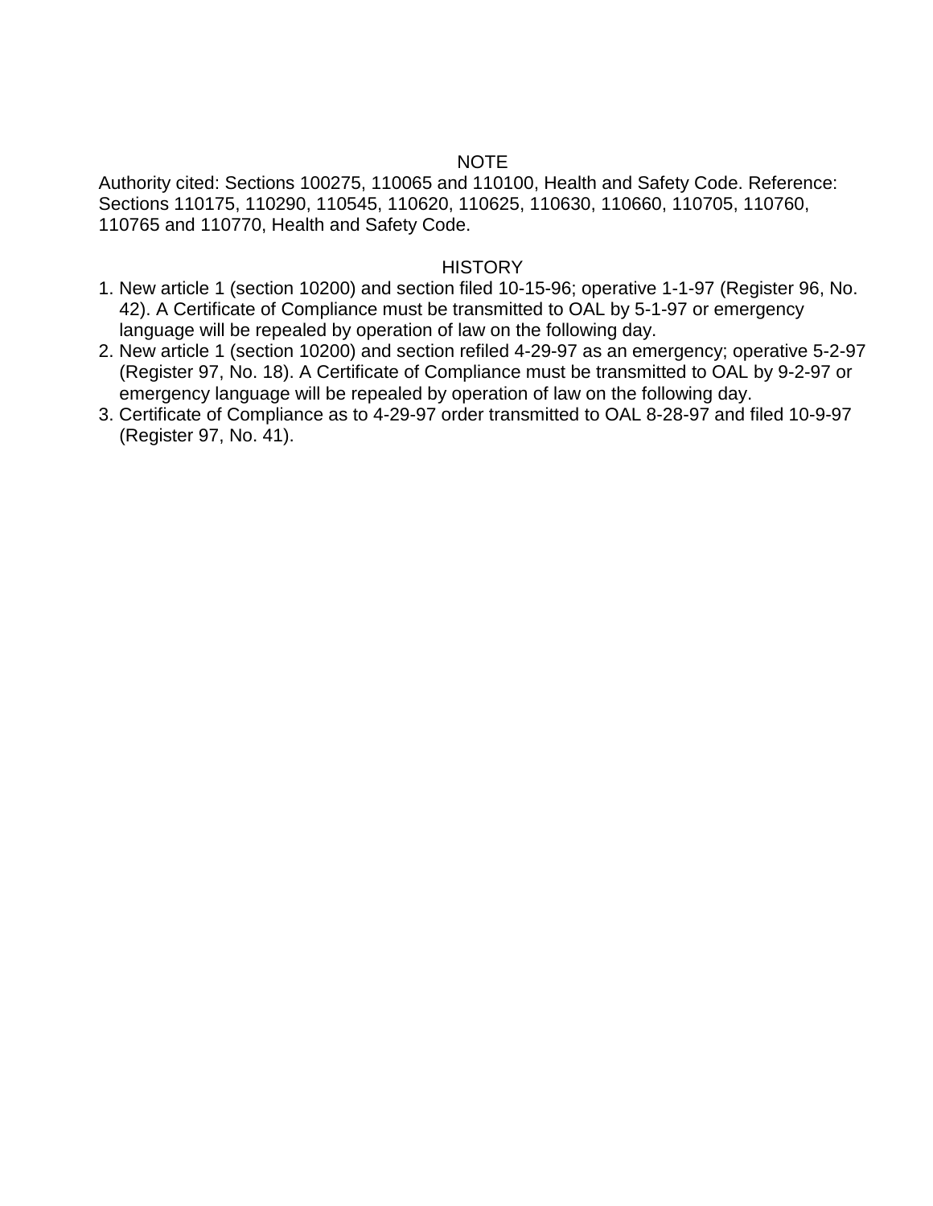NOTE

Authority cited: Sections 100275, 110065 and 110100, Health and Safety Code. Reference: Sections 110175, 110290, 110545, 110620, 110625, 110630, 110660, 110705, 110760, 110765 and 110770, Health and Safety Code.

HISTORY

1. New article 1 (section 10200) and section filed 10-15-96; operative 1-1-97 (Register 96, No. 42). A Certificate of Compliance must be transmitted to OAL by 5-1-97 or emergency language will be repealed by operation of law on the following day.
2. New article 1 (section 10200) and section refiled 4-29-97 as an emergency; operative 5-2-97 (Register 97, No. 18). A Certificate of Compliance must be transmitted to OAL by 9-2-97 or emergency language will be repealed by operation of law on the following day.
3. Certificate of Compliance as to 4-29-97 order transmitted to OAL 8-28-97 and filed 10-9-97 (Register 97, No. 41).